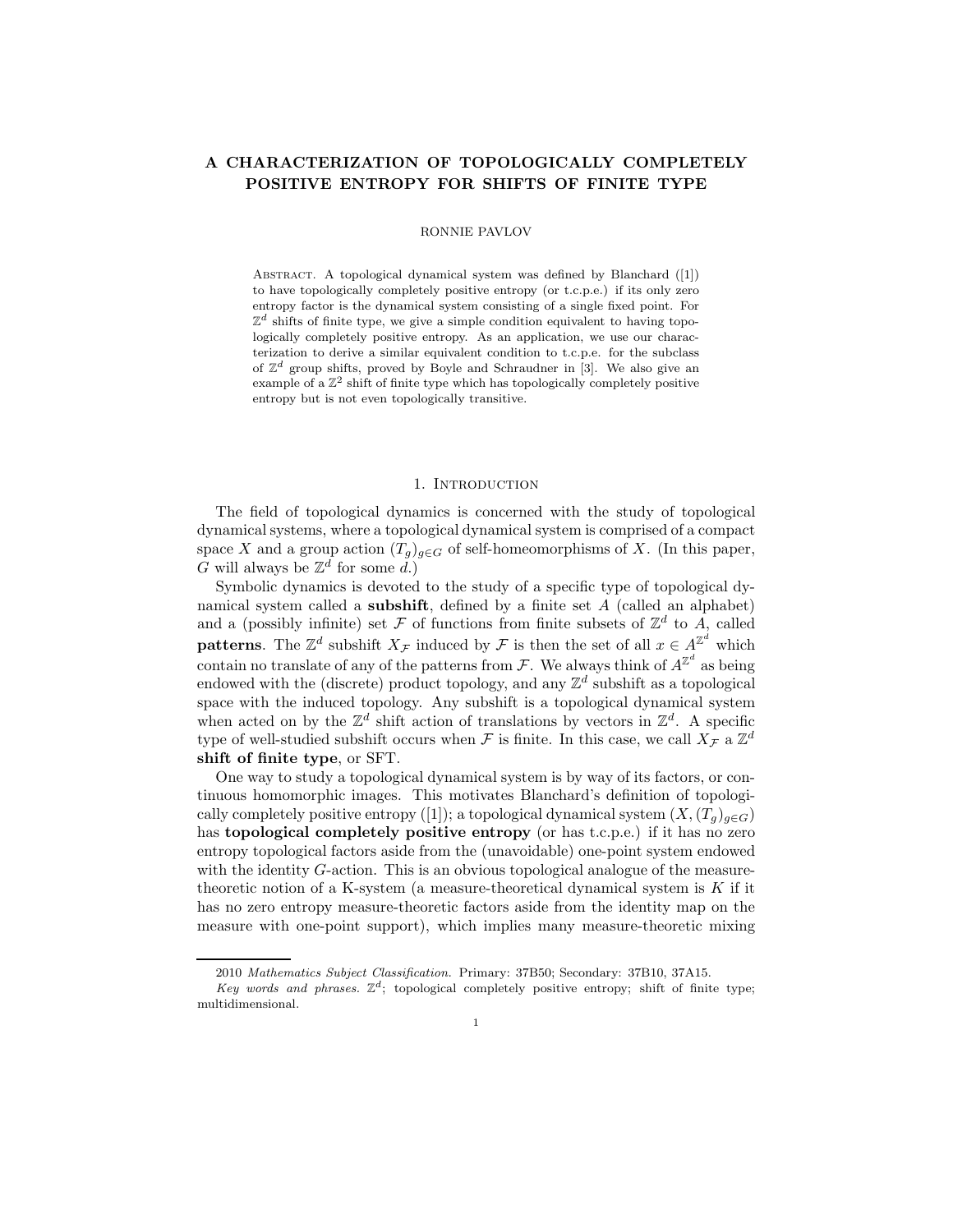# A CHARACTERIZATION OF TOPOLOGICALLY COMPLETELY POSITIVE ENTROPY FOR SHIFTS OF FINITE TYPE

RONNIE PAVLOV

Abstract. A topological dynamical system was defined by Blanchard ([1]) to have topologically completely positive entropy (or t.c.p.e.) if its only zero entropy factor is the dynamical system consisting of a single fixed point. For $\mathbb{Z}^d$ shifts of finite type, we give a simple condition equivalent to having topologically completely positive entropy. As an application, we use our characterization to derive a similar equivalent condition to t.c.p.e. for the subclass of $\mathbb{Z}^d$ group shifts, proved by Boyle and Schraudner in [3]. We also give an example of a $\mathbb{Z}^2$ shift of finite type which has topologically completely positive entropy but is not even topologically transitive.

## 1. Introduction

The field of topological dynamics is concerned with the study of topological dynamical systems, where a topological dynamical system is comprised of a compact space $X$ and a group action $(T_g)_{g \in G}$ of self-homeomorphisms of $X$. (In this paper, $G$ will always be $\mathbb{Z}^d$ for some $d$.)

Symbolic dynamics is devoted to the study of a specific type of topological dynamical system called a **subshift**, defined by a finite set $A$ (called an alphabet) and a (possibly infinite) set $\mathcal{F}$ of functions from finite subsets of $\mathbb{Z}^d$ to $A$, called **patterns**. The $\mathbb{Z}^d$ subshift $X_{\mathcal{F}}$ induced by $\mathcal{F}$ is then the set of all $x \in A^{\mathbb{Z}^d}$ which contain no translate of any of the patterns from $\mathcal{F}$. We always think of $A^{\mathbb{Z}^d}$ as being endowed with the (discrete) product topology, and any $\mathbb{Z}^d$ subshift as a topological space with the induced topology. Any subshift is a topological dynamical system when acted on by the $\mathbb{Z}^d$ shift action of translations by vectors in $\mathbb{Z}^d$. A specific type of well-studied subshift occurs when $\mathcal{F}$ is finite. In this case, we call $X_{\mathcal{F}}$ a $\mathbb{Z}^d$ **shift of finite type**, or SFT.

One way to study a topological dynamical system is by way of its factors, or continuous homomorphic images. This motivates Blanchard's definition of topologically completely positive entropy ([1]); a topological dynamical system $(X, (T_g)_{g \in G})$ has **topological completely positive entropy** (or has t.c.p.e.) if it has no zero entropy topological factors aside from the (unavoidable) one-point system endowed with the identity $G$-action. This is an obvious topological analogue of the measure-theoretic notion of a K-system (a measure-theoretical dynamical system is $K$ if it has no zero entropy measure-theoretic factors aside from the identity map on the measure with one-point support), which implies many measure-theoretic mixing

2010 *Mathematics Subject Classification.* Primary: 37B50; Secondary: 37B10, 37A15.

*Key words and phrases.* $\mathbb{Z}^d$; topological completely positive entropy; shift of finite type; multidimensional.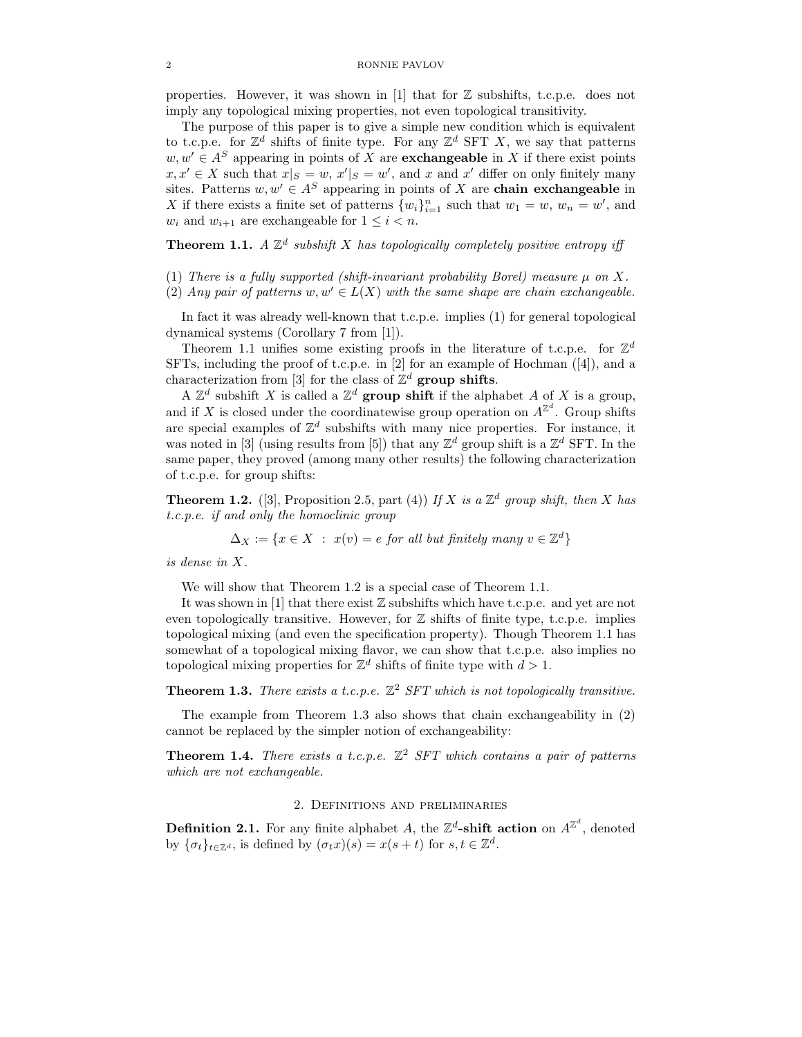properties. However, it was shown in [1] that for $\mathbb{Z}$ subshifts, t.c.p.e. does not imply any topological mixing properties, not even topological transitivity.

The purpose of this paper is to give a simple new condition which is equivalent to t.c.p.e. for $\mathbb{Z}^d$ shifts of finite type. For any $\mathbb{Z}^d$ SFT $X$, we say that patterns $w, w' \in A^S$ appearing in points of $X$ are **exchangeable** in $X$ if there exist points $x, x' \in X$ such that $x|_S = w$, $x'|_S = w'$, and $x$ and $x'$ differ on only finitely many sites. Patterns $w, w' \in A^S$ appearing in points of $X$ are **chain exchangeable** in $X$ if there exists a finite set of patterns $\{w_i\}_{i=1}^n$ such that $w_1 = w$, $w_n = w'$, and $w_i$ and $w_{i+1}$ are exchangeable for $1 \leq i < n$.

**Theorem 1.1.** *A $\mathbb{Z}^d$ subshift $X$ has topologically completely positive entropy iff*

(1) *There is a fully supported (shift-invariant probability Borel) measure $\mu$ on $X$.*
(2) *Any pair of patterns $w, w' \in L(X)$ with the same shape are chain exchangeable.*

In fact it was already well-known that t.c.p.e. implies (1) for general topological dynamical systems (Corollary 7 from [1]).

Theorem 1.1 unifies some existing proofs in the literature of t.c.p.e. for $\mathbb{Z}^d$ SFTs, including the proof of t.c.p.e. in [2] for an example of Hochman ([4]), and a characterization from [3] for the class of $\mathbb{Z}^d$ **group shifts**.

A $\mathbb{Z}^d$ subshift $X$ is called a $\mathbb{Z}^d$ **group shift** if the alphabet $A$ of $X$ is a group, and if $X$ is closed under the coordinatewise group operation on $A^{\mathbb{Z}^d}$. Group shifts are special examples of $\mathbb{Z}^d$ subshifts with many nice properties. For instance, it was noted in [3] (using results from [5]) that any $\mathbb{Z}^d$ group shift is a $\mathbb{Z}^d$ SFT. In the same paper, they proved (among many other results) the following characterization of t.c.p.e. for group shifts:

**Theorem 1.2.** ([3], Proposition 2.5, part (4)) *If $X$ is a $\mathbb{Z}^d$ group shift, then $X$ has t.c.p.e. if and only the homoclinic group*

$$\Delta_X := \{x \in X \; : \; x(v) = e \text{ for all but finitely many } v \in \mathbb{Z}^d\}$$

*is dense in $X$.*

We will show that Theorem 1.2 is a special case of Theorem 1.1.

It was shown in [1] that there exist $\mathbb{Z}$ subshifts which have t.c.p.e. and yet are not even topologically transitive. However, for $\mathbb{Z}$ shifts of finite type, t.c.p.e. implies topological mixing (and even the specification property). Though Theorem 1.1 has somewhat of a topological mixing flavor, we can show that t.c.p.e. also implies no topological mixing properties for $\mathbb{Z}^d$ shifts of finite type with $d > 1$.

**Theorem 1.3.** *There exists a t.c.p.e. $\mathbb{Z}^2$ SFT which is not topologically transitive.*

The example from Theorem 1.3 also shows that chain exchangeability in (2) cannot be replaced by the simpler notion of exchangeability:

**Theorem 1.4.** *There exists a t.c.p.e. $\mathbb{Z}^2$ SFT which contains a pair of patterns which are not exchangeable.*

## 2. Definitions and preliminaries

**Definition 2.1.** For any finite alphabet $A$, the **$\mathbb{Z}^d$-shift action** on $A^{\mathbb{Z}^d}$, denoted by $\{\sigma_t\}_{t \in \mathbb{Z}^d}$, is defined by $(\sigma_t x)(s) = x(s + t)$ for $s, t \in \mathbb{Z}^d$.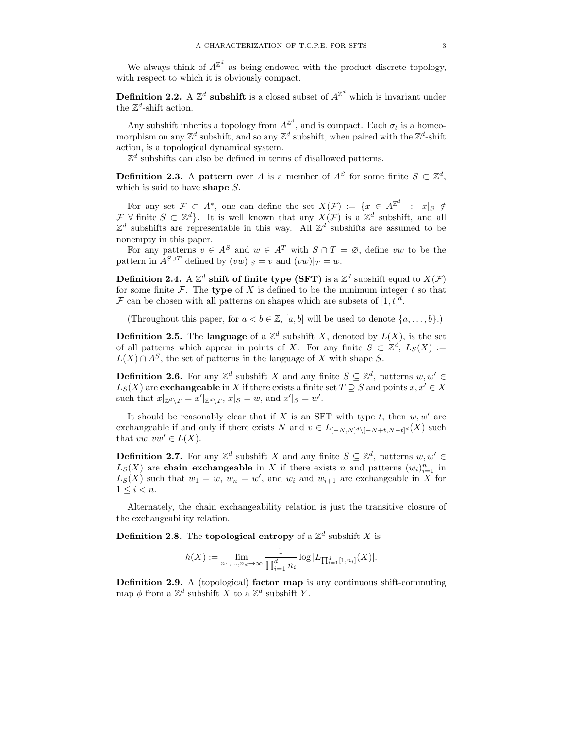We always think of $A^{\mathbb{Z}^d}$ as being endowed with the product discrete topology, with respect to which it is obviously compact.

**Definition 2.2.** A $\mathbb{Z}^d$ **subshift** is a closed subset of $A^{\mathbb{Z}^d}$ which is invariant under the $\mathbb{Z}^d$-shift action.

Any subshift inherits a topology from $A^{\mathbb{Z}^d}$, and is compact. Each $\sigma_t$ is a homeomorphism on any $\mathbb{Z}^d$ subshift, and so any $\mathbb{Z}^d$ subshift, when paired with the $\mathbb{Z}^d$-shift action, is a topological dynamical system.

$\mathbb{Z}^d$ subshifts can also be defined in terms of disallowed patterns.

**Definition 2.3.** A **pattern** over $A$ is a member of $A^S$ for some finite $S \subset \mathbb{Z}^d$, which is said to have **shape** $S$.

For any set $\mathcal{F} \subset A^*$, one can define the set $X(\mathcal{F}) := \{x \in A^{\mathbb{Z}^d} \ : \ x|_S \notin \mathcal{F} \ \forall \text{ finite } S \subset \mathbb{Z}^d\}$. It is well known that any $X(\mathcal{F})$ is a $\mathbb{Z}^d$ subshift, and all $\mathbb{Z}^d$ subshifts are representable in this way. All $\mathbb{Z}^d$ subshifts are assumed to be nonempty in this paper.

For any patterns $v \in A^S$ and $w \in A^T$ with $S \cap T = \varnothing$, define $vw$ to be the pattern in $A^{S \cup T}$ defined by $(vw)|_S = v$ and $(vw)|_T = w$.

**Definition 2.4.** A $\mathbb{Z}^d$ **shift of finite type (SFT)** is a $\mathbb{Z}^d$ subshift equal to $X(\mathcal{F})$ for some finite $\mathcal{F}$. The **type** of $X$ is defined to be the minimum integer $t$ so that $\mathcal{F}$ can be chosen with all patterns on shapes which are subsets of $[1,t]^d$.

(Throughout this paper, for $a < b \in \mathbb{Z}$, $[a,b]$ will be used to denote $\{a, \dots, b\}$.)

**Definition 2.5.** The **language** of a $\mathbb{Z}^d$ subshift $X$, denoted by $L(X)$, is the set of all patterns which appear in points of $X$. For any finite $S \subset \mathbb{Z}^d$, $L_S(X) := L(X) \cap A^S$, the set of patterns in the language of $X$ with shape $S$.

**Definition 2.6.** For any $\mathbb{Z}^d$ subshift $X$ and any finite $S \subseteq \mathbb{Z}^d$, patterns $w, w' \in L_S(X)$ are **exchangeable** in $X$ if there exists a finite set $T \supseteq S$ and points $x, x' \in X$ such that $x|_{\mathbb{Z}^d \setminus T} = x'|_{\mathbb{Z}^d \setminus T}$, $x|_S = w$, and $x'|_S = w'$.

It should be reasonably clear that if $X$ is an SFT with type $t$, then $w, w'$ are exchangeable if and only if there exists $N$ and $v \in L_{[-N,N]^d \setminus [-N+t, N-t]^d}(X)$ such that $vw, vw' \in L(X)$.

**Definition 2.7.** For any $\mathbb{Z}^d$ subshift $X$ and any finite $S \subseteq \mathbb{Z}^d$, patterns $w, w' \in L_S(X)$ are **chain exchangeable** in $X$ if there exists $n$ and patterns $(w_i)_{i=1}^n$ in $L_S(X)$ such that $w_1 = w$, $w_n = w'$, and $w_i$ and $w_{i+1}$ are exchangeable in $X$ for $1 \leq i < n$.

Alternately, the chain exchangeability relation is just the transitive closure of the exchangeability relation.

**Definition 2.8.** The **topological entropy** of a $\mathbb{Z}^d$ subshift $X$ is

$$h(X) := \lim_{n_1, \dots, n_d \to \infty} \frac{1}{\prod_{i=1}^d n_i} \log |L_{\prod_{i=1}^d [1, n_i]}(X)|.$$

**Definition 2.9.** A (topological) **factor map** is any continuous shift-commuting map $\phi$ from a $\mathbb{Z}^d$ subshift $X$ to a $\mathbb{Z}^d$ subshift $Y$.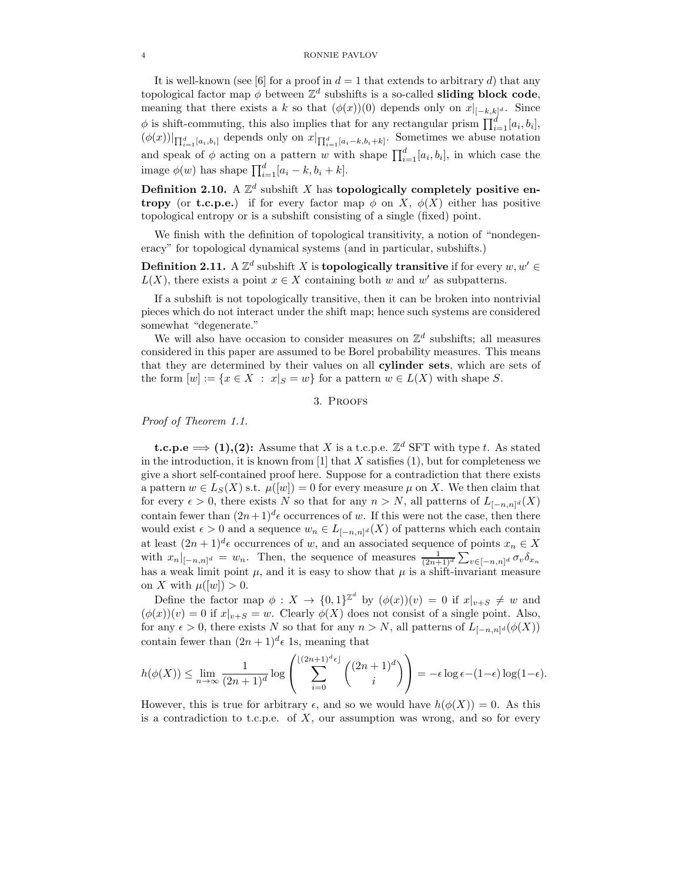It is well-known (see [6] for a proof in $d = 1$ that extends to arbitrary $d$) that any topological factor map $\phi$ between $\mathbb{Z}^d$ subshifts is a so-called **sliding block code**, meaning that there exists a $k$ so that $(\phi(x))(0)$ depends only on $x|_{[-k,k]^d}$. Since $\phi$ is shift-commuting, this also implies that for any rectangular prism $\prod_{i=1}^d [a_i, b_i]$, $(\phi(x))|_{\prod_{i=1}^d [a_i,b_i]}$ depends only on $x|_{\prod_{i=1}^d [a_i-k,b_i+k]}$. Sometimes we abuse notation and speak of $\phi$ acting on a pattern $w$ with shape $\prod_{i=1}^d [a_i, b_i]$, in which case the image $\phi(w)$ has shape $\prod_{i=1}^d [a_i - k, b_i + k]$.

**Definition 2.10.** A $\mathbb{Z}^d$ subshift $X$ has **topologically completely positive entropy** (or **t.c.p.e.**) if for every factor map $\phi$ on $X$, $\phi(X)$ either has positive topological entropy or is a subshift consisting of a single (fixed) point.

We finish with the definition of topological transitivity, a notion of "nondegeneracy" for topological dynamical systems (and in particular, subshifts.)

**Definition 2.11.** A $\mathbb{Z}^d$ subshift $X$ is **topologically transitive** if for every $w, w' \in L(X)$, there exists a point $x \in X$ containing both $w$ and $w'$ as subpatterns.

If a subshift is not topologically transitive, then it can be broken into nontrivial pieces which do not interact under the shift map; hence such systems are considered somewhat "degenerate."

We will also have occasion to consider measures on $\mathbb{Z}^d$ subshifts; all measures considered in this paper are assumed to be Borel probability measures. This means that they are determined by their values on all **cylinder sets**, which are sets of the form $[w] := \{x \in X \ : \ x|_S = w\}$ for a pattern $w \in L(X)$ with shape $S$.

## 3. Proofs

*Proof of Theorem 1.1.*

**t.c.p.e $\Longrightarrow$ (1),(2):** Assume that $X$ is a t.c.p.e. $\mathbb{Z}^d$ SFT with type $t$. As stated in the introduction, it is known from [1] that $X$ satisfies (1), but for completeness we give a short self-contained proof here. Suppose for a contradiction that there exists a pattern $w \in L_S(X)$ s.t. $\mu([w]) = 0$ for every measure $\mu$ on $X$. We then claim that for every $\epsilon > 0$, there exists $N$ so that for any $n > N$, all patterns of $L_{[-n,n]^d}(X)$ contain fewer than $(2n+1)^d \epsilon$ occurrences of $w$. If this were not the case, then there would exist $\epsilon > 0$ and a sequence $w_n \in L_{[-n,n]^d}(X)$ of patterns which each contain at least $(2n+1)^d \epsilon$ occurrences of $w$, and an associated sequence of points $x_n \in X$ with $x_n|_{[-n,n]^d} = w_n$. Then, the sequence of measures $\frac{1}{(2n+1)^d} \sum_{v \in [-n,n]^d} \sigma_v \delta_{x_n}$ has a weak limit point $\mu$, and it is easy to show that $\mu$ is a shift-invariant measure on $X$ with $\mu([w]) > 0$.

Define the factor map $\phi : X \to \{0,1\}^{\mathbb{Z}^d}$ by $(\phi(x))(v) = 0$ if $x|_{v+S} \neq w$ and $(\phi(x))(v) = 0$ if $x|_{v+S} = w$. Clearly $\phi(X)$ does not consist of a single point. Also, for any $\epsilon > 0$, there exists $N$ so that for any $n > N$, all patterns of $L_{[-n,n]^d}(\phi(X))$ contain fewer than $(2n+1)^d \epsilon$ 1s, meaning that

$$h(\phi(X)) \leq \lim_{n \to \infty} \frac{1}{(2n+1)^d} \log \left( \sum_{i=0}^{\lfloor (2n+1)^d \epsilon \rfloor} \binom{(2n+1)^d}{i} \right) = -\epsilon \log \epsilon - (1-\epsilon) \log(1-\epsilon).$$

However, this is true for arbitrary $\epsilon$, and so we would have $h(\phi(X)) = 0$. As this is a contradiction to t.c.p.e. of $X$, our assumption was wrong, and so for every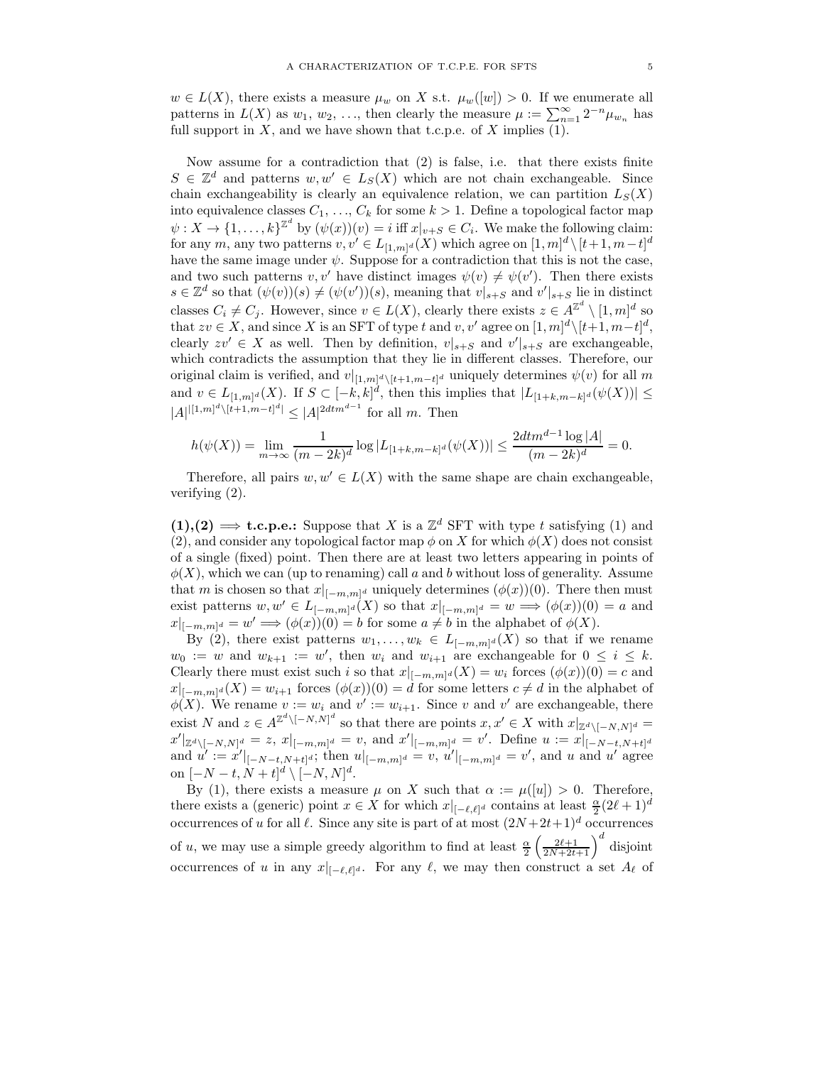$w \in L(X)$, there exists a measure $\mu_w$ on $X$ s.t. $\mu_w([w]) > 0$. If we enumerate all patterns in $L(X)$ as $w_1, w_2, \ldots$, then clearly the measure $\mu := \sum_{n=1}^{\infty} 2^{-n}\mu_{w_n}$ has full support in $X$, and we have shown that t.c.p.e. of $X$ implies (1).

Now assume for a contradiction that (2) is false, i.e. that there exists finite $S \in \mathbb{Z}^d$ and patterns $w, w' \in L_S(X)$ which are not chain exchangeable. Since chain exchangeability is clearly an equivalence relation, we can partition $L_S(X)$ into equivalence classes $C_1, \ldots, C_k$ for some $k > 1$. Define a topological factor map $\psi : X \to \{1, \ldots, k\}^{\mathbb{Z}^d}$ by $(\psi(x))(v) = i$ iff $x|_{v+S} \in C_i$. We make the following claim: for any $m$, any two patterns $v, v' \in L_{[1,m]^d}(X)$ which agree on $[1,m]^d \setminus [t+1, m-t]^d$ have the same image under $\psi$. Suppose for a contradiction that this is not the case, and two such patterns $v, v'$ have distinct images $\psi(v) \neq \psi(v')$. Then there exists $s \in \mathbb{Z}^d$ so that $(\psi(v))(s) \neq (\psi(v'))(s)$, meaning that $v|_{s+S}$ and $v'|_{s+S}$ lie in distinct classes $C_i \neq C_j$. However, since $v \in L(X)$, clearly there exists $z \in A^{\mathbb{Z}^d} \setminus [1,m]^d$ so that $zv \in X$, and since $X$ is an SFT of type $t$ and $v, v'$ agree on $[1,m]^d \setminus [t+1, m-t]^d$, clearly $zv' \in X$ as well. Then by definition, $v|_{s+S}$ and $v'|_{s+S}$ are exchangeable, which contradicts the assumption that they lie in different classes. Therefore, our original claim is verified, and $v|_{[1,m]^d \setminus [t+1,m-t]^d}$ uniquely determines $\psi(v)$ for all $m$ and $v \in L_{[1,m]^d}(X)$. If $S \subset [-k,k]^d$, then this implies that $|L_{[1+k,m-k]^d}(\psi(X))| \leq |A|^{|[1,m]^d \setminus [t+1,m-t]^d|} \leq |A|^{2dtm^{d-1}}$ for all $m$. Then

$$h(\psi(X)) = \lim_{m \to \infty} \frac{1}{(m-2k)^d} \log |L_{[1+k,m-k]^d}(\psi(X))| \leq \frac{2dtm^{d-1} \log |A|}{(m-2k)^d} = 0.$$

Therefore, all pairs $w, w' \in L(X)$ with the same shape are chain exchangeable, verifying (2).

**(1),(2) $\implies$ t.c.p.e.:** Suppose that $X$ is a $\mathbb{Z}^d$ SFT with type $t$ satisfying (1) and (2), and consider any topological factor map $\phi$ on $X$ for which $\phi(X)$ does not consist of a single (fixed) point. Then there are at least two letters appearing in points of $\phi(X)$, which we can (up to renaming) call $a$ and $b$ without loss of generality. Assume that $m$ is chosen so that $x|_{[-m,m]^d}$ uniquely determines $(\phi(x))(0)$. There then must exist patterns $w, w' \in L_{[-m,m]^d}(X)$ so that $x|_{[-m,m]^d} = w \implies (\phi(x))(0) = a$ and $x|_{[-m,m]^d} = w' \implies (\phi(x))(0) = b$ for some $a \neq b$ in the alphabet of $\phi(X)$.

By (2), there exist patterns $w_1, \ldots, w_k \in L_{[-m,m]^d}(X)$ so that if we rename $w_0 := w$ and $w_{k+1} := w'$, then $w_i$ and $w_{i+1}$ are exchangeable for $0 \leq i \leq k$. Clearly there must exist such $i$ so that $x|_{[-m,m]^d}(X) = w_i$ forces $(\phi(x))(0) = c$ and $x|_{[-m,m]^d}(X) = w_{i+1}$ forces $(\phi(x))(0) = d$ for some letters $c \neq d$ in the alphabet of $\phi(X)$. We rename $v := w_i$ and $v' := w_{i+1}$. Since $v$ and $v'$ are exchangeable, there exist $N$ and $z \in A^{\mathbb{Z}^d \setminus [-N,N]^d}$ so that there are points $x, x' \in X$ with $x|_{\mathbb{Z}^d \setminus [-N,N]^d} = x'|_{\mathbb{Z}^d \setminus [-N,N]^d} = z$, $x|_{[-m,m]^d} = v$, and $x'|_{[-m,m]^d} = v'$. Define $u := x|_{[-N-t,N+t]^d}$ and $u' := x'|_{[-N-t,N+t]^d}$; then $u|_{[-m,m]^d} = v$, $u'|_{[-m,m]^d} = v'$, and $u$ and $u'$ agree on $[-N-t, N+t]^d \setminus [-N,N]^d$.

By (1), there exists a measure $\mu$ on $X$ such that $\alpha := \mu([u]) > 0$. Therefore, there exists a (generic) point $x \in X$ for which $x|_{[-\ell,\ell]^d}$ contains at least $\frac{\alpha}{2}(2\ell+1)^d$ occurrences of $u$ for all $\ell$. Since any site is part of at most $(2N+2t+1)^d$ occurrences of $u$, we may use a simple greedy algorithm to find at least $\frac{\alpha}{2}\left(\frac{2\ell+1}{2N+2t+1}\right)^d$ disjoint occurrences of $u$ in any $x|_{[-\ell,\ell]^d}$. For any $\ell$, we may then construct a set $A_\ell$ of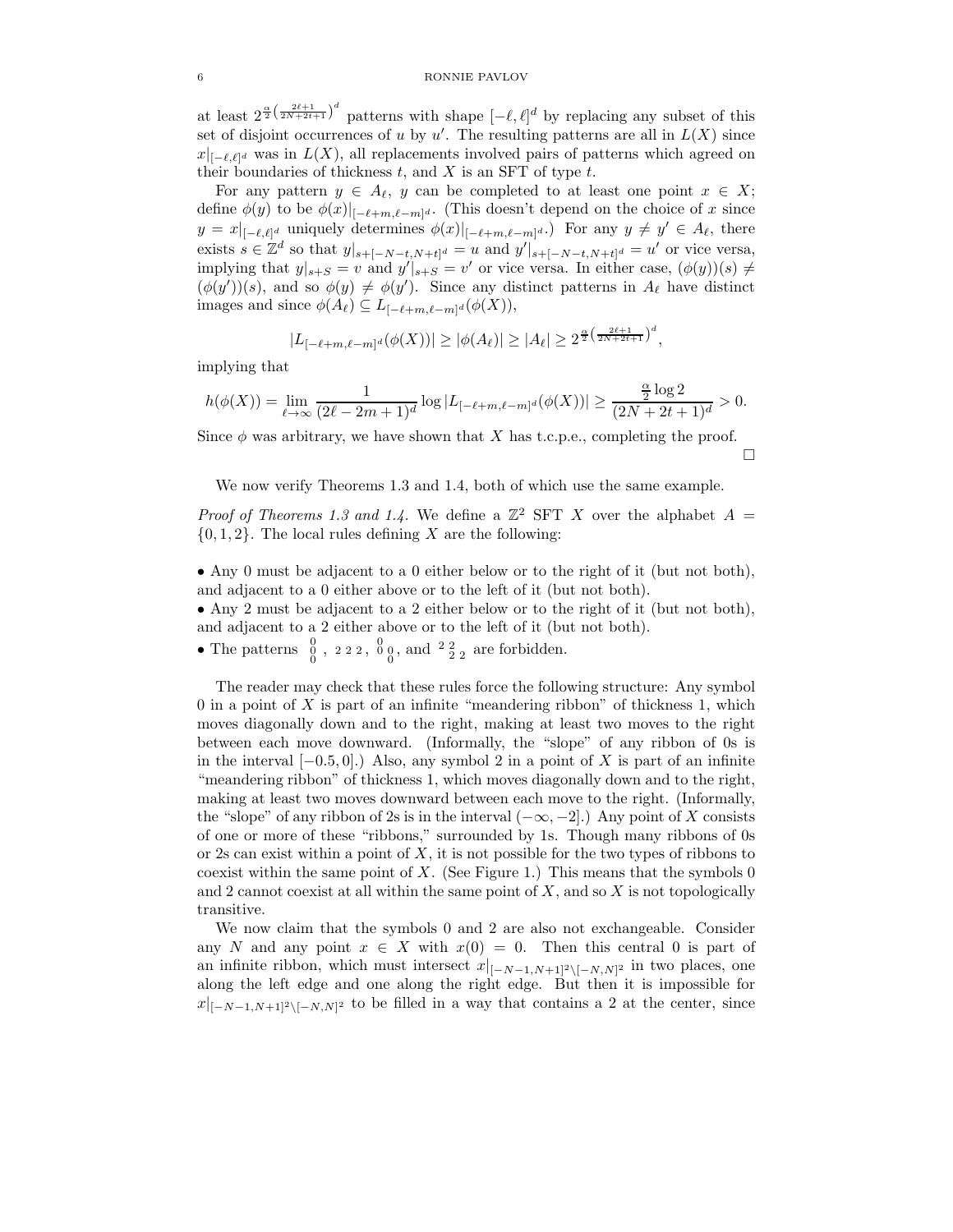at least $2^{\frac{\alpha}{2}\left(\frac{2\ell+1}{2N+2t+1}\right)^d}$ patterns with shape $[-\ell,\ell]^d$ by replacing any subset of this set of disjoint occurrences of $u$ by $u'$. The resulting patterns are all in $L(X)$ since $x|_{[-\ell,\ell]^d}$ was in $L(X)$, all replacements involved pairs of patterns which agreed on their boundaries of thickness $t$, and $X$ is an SFT of type $t$.

For any pattern $y \in A_\ell$, $y$ can be completed to at least one point $x \in X$; define $\phi(y)$ to be $\phi(x)|_{[-\ell+m,\ell-m]^d}$. (This doesn't depend on the choice of $x$ since $y = x|_{[-\ell,\ell]^d}$ uniquely determines $\phi(x)|_{[-\ell+m,\ell-m]^d}$.) For any $y \neq y' \in A_\ell$, there exists $s \in \mathbb{Z}^d$ so that $y|_{s+[-N-t,N+t]^d} = u$ and $y'|_{s+[-N-t,N+t]^d} = u'$ or vice versa, implying that $y|_{s+S} = v$ and $y'|_{s+S} = v'$ or vice versa. In either case, $(\phi(y))(s) \neq (\phi(y'))(s)$, and so $\phi(y) \neq \phi(y')$. Since any distinct patterns in $A_\ell$ have distinct images and since $\phi(A_\ell) \subseteq L_{[-\ell+m,\ell-m]^d}(\phi(X))$,

$$|L_{[-\ell+m,\ell-m]^d}(\phi(X))| \geq |\phi(A_\ell)| \geq |A_\ell| \geq 2^{\frac{\alpha}{2}\left(\frac{2\ell+1}{2N+2t+1}\right)^d},$$

implying that

$$h(\phi(X)) = \lim_{\ell\to\infty} \frac{1}{(2\ell-2m+1)^d} \log |L_{[-\ell+m,\ell-m]^d}(\phi(X))| \geq \frac{\frac{\alpha}{2}\log 2}{(2N+2t+1)^d} > 0.$$

Since $\phi$ was arbitrary, we have shown that $X$ has t.c.p.e., completing the proof. $\square$

We now verify Theorems 1.3 and 1.4, both of which use the same example.

*Proof of Theorems 1.3 and 1.4.* We define a $\mathbb{Z}^2$ SFT $X$ over the alphabet $A = \{0, 1, 2\}$. The local rules defining $X$ are the following:

- Any 0 must be adjacent to a 0 either below or to the right of it (but not both), and adjacent to a 0 either above or to the left of it (but not both).
- Any 2 must be adjacent to a 2 either below or to the right of it (but not both), and adjacent to a 2 either above or to the left of it (but not both).
- The patterns $\begin{smallmatrix}0\\0\\0\end{smallmatrix}$, $2\,2\,2$, $\begin{smallmatrix}0 & \\ 0 & 0\\ 0 & \end{smallmatrix}$, and $\begin{smallmatrix}2 & 2 & \\ & 2 & 2\end{smallmatrix}$ are forbidden.

The reader may check that these rules force the following structure: Any symbol 0 in a point of $X$ is part of an infinite "meandering ribbon" of thickness 1, which moves diagonally down and to the right, making at least two moves to the right between each move downward. (Informally, the "slope" of any ribbon of 0s is in the interval $[-0.5, 0]$.) Also, any symbol 2 in a point of $X$ is part of an infinite "meandering ribbon" of thickness 1, which moves diagonally down and to the right, making at least two moves downward between each move to the right. (Informally, the "slope" of any ribbon of 2s is in the interval $(-\infty, -2]$.) Any point of $X$ consists of one or more of these "ribbons," surrounded by 1s. Though many ribbons of 0s or 2s can exist within a point of $X$, it is not possible for the two types of ribbons to coexist within the same point of $X$. (See Figure 1.) This means that the symbols 0 and 2 cannot coexist at all within the same point of $X$, and so $X$ is not topologically transitive.

We now claim that the symbols 0 and 2 are also not exchangeable. Consider any $N$ and any point $x \in X$ with $x(0) = 0$. Then this central 0 is part of an infinite ribbon, which must intersect $x|_{[-N-1,N+1]^2 \setminus [-N,N]^2}$ in two places, one along the left edge and one along the right edge. But then it is impossible for $x|_{[-N-1,N+1]^2 \setminus [-N,N]^2}$ to be filled in a way that contains a 2 at the center, since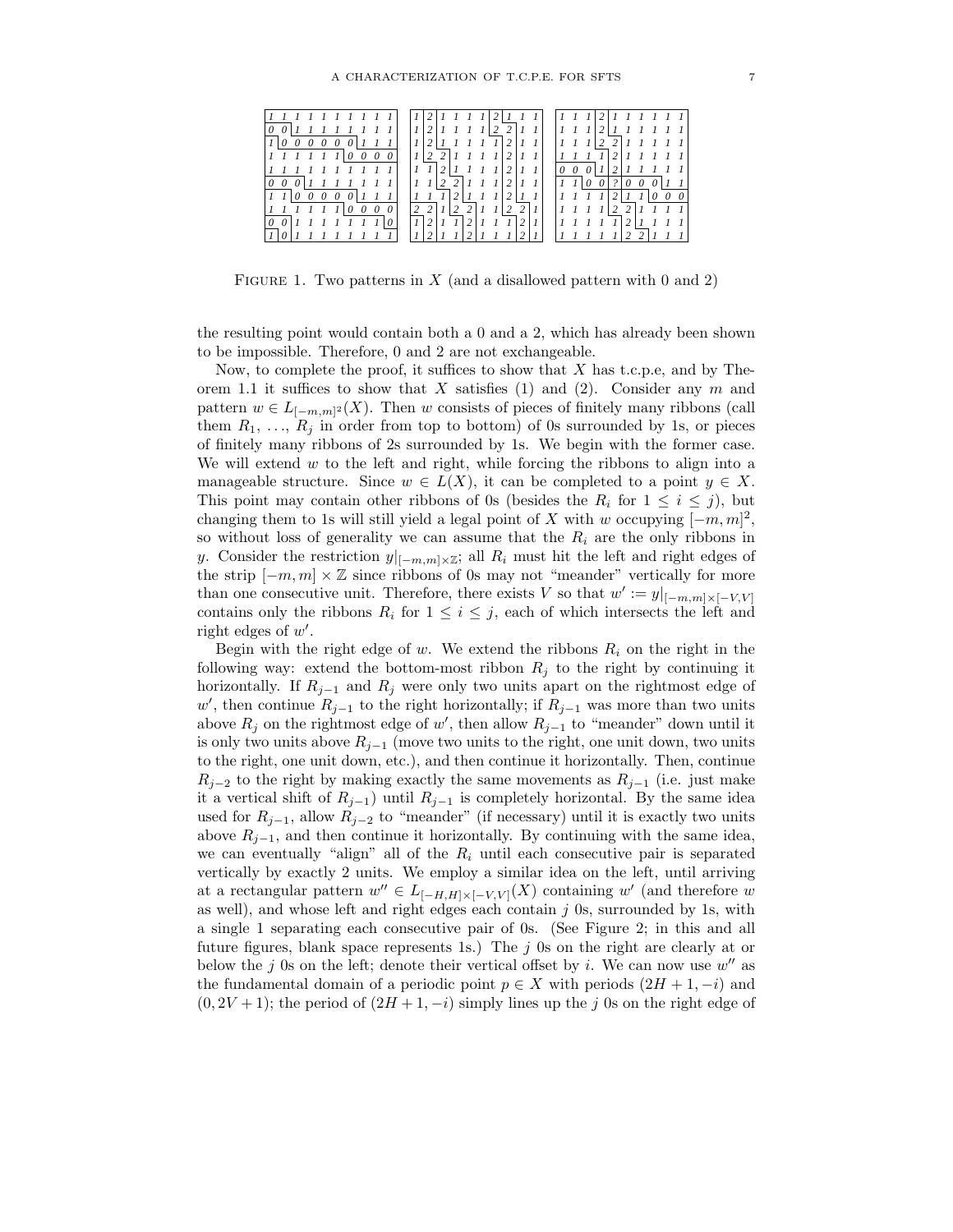| | | | | | | | | | |
|---|---|---|---|---|---|---|---|---|---|
| 1 | 1 | 1 | 1 | 1 | 1 | 1 | 1 | 1 | 1 |
| 0 | 0 | 1 | 1 | 1 | 1 | 1 | 1 | 1 | 1 |
| 1 | 0 | 0 | 0 | 0 | 0 | 0 | 1 | 1 | 1 |
| 1 | 1 | 1 | 1 | 1 | 1 | 0 | 0 | 0 | 0 |
| 1 | 1 | 1 | 1 | 1 | 1 | 1 | 1 | 1 | 1 |
| 0 | 0 | 0 | 1 | 1 | 1 | 1 | 1 | 1 | 1 |
| 1 | 1 | 0 | 0 | 0 | 0 | 0 | 1 | 1 | 1 |
| 1 | 1 | 1 | 1 | 1 | 1 | 0 | 0 | 0 | 0 |
| 0 | 0 | 1 | 1 | 1 | 1 | 1 | 1 | 1 | 0 |
| 1 | 0 | 1 | 1 | 1 | 1 | 1 | 1 | 1 | 1 |

| | | | | | | | | | |
|---|---|---|---|---|---|---|---|---|---|
| 1 | 2 | 1 | 1 | 1 | 1 | 2 | 1 | 1 | 1 |
| 1 | 2 | 1 | 1 | 1 | 1 | 2 | 2 | 1 | 1 |
| 1 | 2 | 1 | 1 | 1 | 1 | 1 | 2 | 1 | 1 |
| 1 | 2 | 2 | 1 | 1 | 1 | 1 | 2 | 1 | 1 |
| 1 | 1 | 2 | 1 | 1 | 1 | 1 | 2 | 1 | 1 |
| 1 | 1 | 2 | 2 | 1 | 1 | 1 | 2 | 1 | 1 |
| 1 | 1 | 1 | 2 | 1 | 1 | 1 | 2 | 1 | 1 |
| 2 | 2 | 1 | 2 | 2 | 1 | 1 | 2 | 2 | 1 |
| 1 | 2 | 1 | 1 | 2 | 1 | 1 | 1 | 2 | 1 |
| 1 | 2 | 1 | 1 | 2 | 1 | 1 | 1 | 2 | 1 |

| | | | | | | | | | |
|---|---|---|---|---|---|---|---|---|---|
| 1 | 1 | 1 | 2 | 1 | 1 | 1 | 1 | 1 | 1 |
| 1 | 1 | 1 | 2 | 1 | 1 | 1 | 1 | 1 | 1 |
| 1 | 1 | 1 | 2 | 2 | 1 | 1 | 1 | 1 | 1 |
| 1 | 1 | 1 | 1 | 2 | 1 | 1 | 1 | 1 | 1 |
| 0 | 0 | 0 | 1 | 2 | 1 | 1 | 1 | 1 | 1 |
| 1 | 1 | 0 | 0 | ? | 0 | 0 | 0 | 1 | 1 |
| 1 | 1 | 1 | 1 | 2 | 1 | 1 | 0 | 0 | 0 |
| 1 | 1 | 1 | 1 | 2 | 2 | 1 | 1 | 1 | 1 |
| 1 | 1 | 1 | 1 | 1 | 2 | 1 | 1 | 1 | 1 |
| 1 | 1 | 1 | 1 | 1 | 2 | 2 | 1 | 1 | 1 |

Figure 1. Two patterns in $X$ (and a disallowed pattern with 0 and 2)

the resulting point would contain both a 0 and a 2, which has already been shown to be impossible. Therefore, 0 and 2 are not exchangeable.

Now, to complete the proof, it suffices to show that $X$ has t.c.p.e, and by Theorem 1.1 it suffices to show that $X$ satisfies (1) and (2). Consider any $m$ and pattern $w \in L_{[-m,m]^2}(X)$. Then $w$ consists of pieces of finitely many ribbons (call them $R_1, \ldots, R_j$ in order from top to bottom) of 0s surrounded by 1s, or pieces of finitely many ribbons of 2s surrounded by 1s. We begin with the former case. We will extend $w$ to the left and right, while forcing the ribbons to align into a manageable structure. Since $w \in L(X)$, it can be completed to a point $y \in X$. This point may contain other ribbons of 0s (besides the $R_i$ for $1 \leq i \leq j$), but changing them to 1s will still yield a legal point of $X$ with $w$ occupying $[-m,m]^2$, so without loss of generality we can assume that the $R_i$ are the only ribbons in $y$. Consider the restriction $y|_{[-m,m]\times\mathbb{Z}}$; all $R_i$ must hit the left and right edges of the strip $[-m,m] \times \mathbb{Z}$ since ribbons of 0s may not "meander" vertically for more than one consecutive unit. Therefore, there exists $V$ so that $w' := y|_{[-m,m]\times[-V,V]}$ contains only the ribbons $R_i$ for $1 \leq i \leq j$, each of which intersects the left and right edges of $w'$.

Begin with the right edge of $w$. We extend the ribbons $R_i$ on the right in the following way: extend the bottom-most ribbon $R_j$ to the right by continuing it horizontally. If $R_{j-1}$ and $R_j$ were only two units apart on the rightmost edge of $w'$, then continue $R_{j-1}$ to the right horizontally; if $R_{j-1}$ was more than two units above $R_j$ on the rightmost edge of $w'$, then allow $R_{j-1}$ to "meander" down until it is only two units above $R_{j-1}$ (move two units to the right, one unit down, two units to the right, one unit down, etc.), and then continue it horizontally. Then, continue $R_{j-2}$ to the right by making exactly the same movements as $R_{j-1}$ (i.e. just make it a vertical shift of $R_{j-1}$) until $R_{j-1}$ is completely horizontal. By the same idea used for $R_{j-1}$, allow $R_{j-2}$ to "meander" (if necessary) until it is exactly two units above $R_{j-1}$, and then continue it horizontally. By continuing with the same idea, we can eventually "align" all of the $R_i$ until each consecutive pair is separated vertically by exactly 2 units. We employ a similar idea on the left, until arriving at a rectangular pattern $w'' \in L_{[-H,H]\times[-V,V]}(X)$ containing $w'$ (and therefore $w$ as well), and whose left and right edges each contain $j$ 0s, surrounded by 1s, with a single 1 separating each consecutive pair of 0s. (See Figure 2; in this and all future figures, blank space represents 1s.) The $j$ 0s on the right are clearly at or below the $j$ 0s on the left; denote their vertical offset by $i$. We can now use $w''$ as the fundamental domain of a periodic point $p \in X$ with periods $(2H+1, -i)$ and $(0, 2V+1)$; the period of $(2H+1, -i)$ simply lines up the $j$ 0s on the right edge of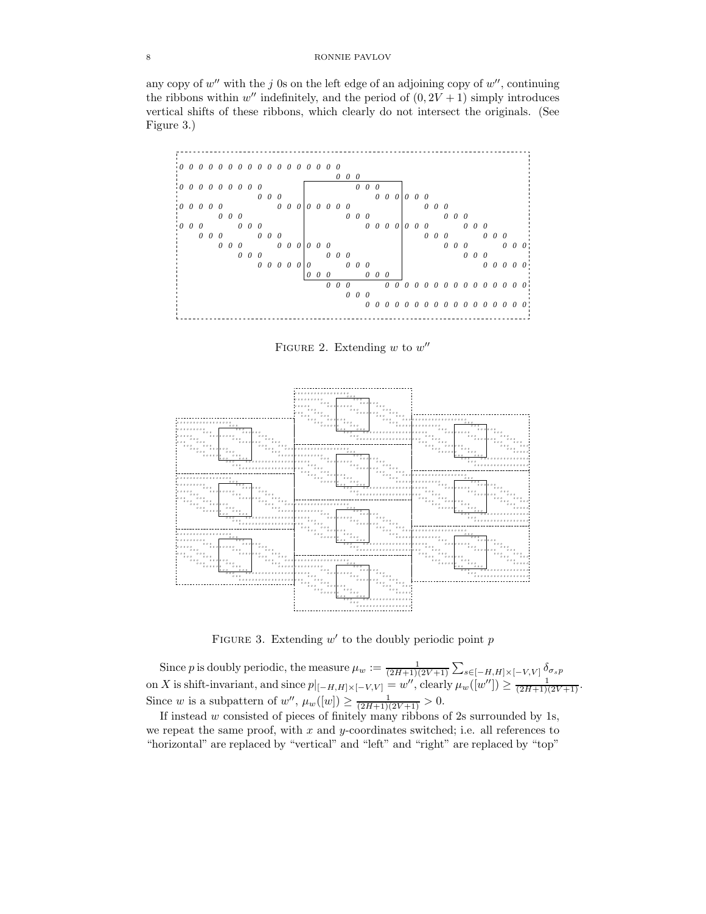any copy of $w''$ with the $j$ 0s on the left edge of an adjoining copy of $w''$, continuing the ribbons within $w''$ indefinitely, and the period of $(0, 2V+1)$ simply introduces vertical shifts of these ribbons, which clearly do not intersect the originals. (See Figure 3.)

Figure 2. Extending $w$ to $w''$

Figure 3. Extending $w'$ to the doubly periodic point $p$

Since $p$ is doubly periodic, the measure $\mu_w := \frac{1}{(2H+1)(2V+1)} \sum_{s \in [-H,H]\times[-V,V]} \delta_{\sigma_s p}$ on $X$ is shift-invariant, and since $p|_{[-H,H]\times[-V,V]} = w''$, clearly $\mu_w([w'']) \geq \frac{1}{(2H+1)(2V+1)}$. Since $w$ is a subpattern of $w''$, $\mu_w([w]) \geq \frac{1}{(2H+1)(2V+1)} > 0$.

If instead $w$ consisted of pieces of finitely many ribbons of 2s surrounded by 1s, we repeat the same proof, with $x$ and $y$-coordinates switched; i.e. all references to "horizontal" are replaced by "vertical" and "left" and "right" are replaced by "top"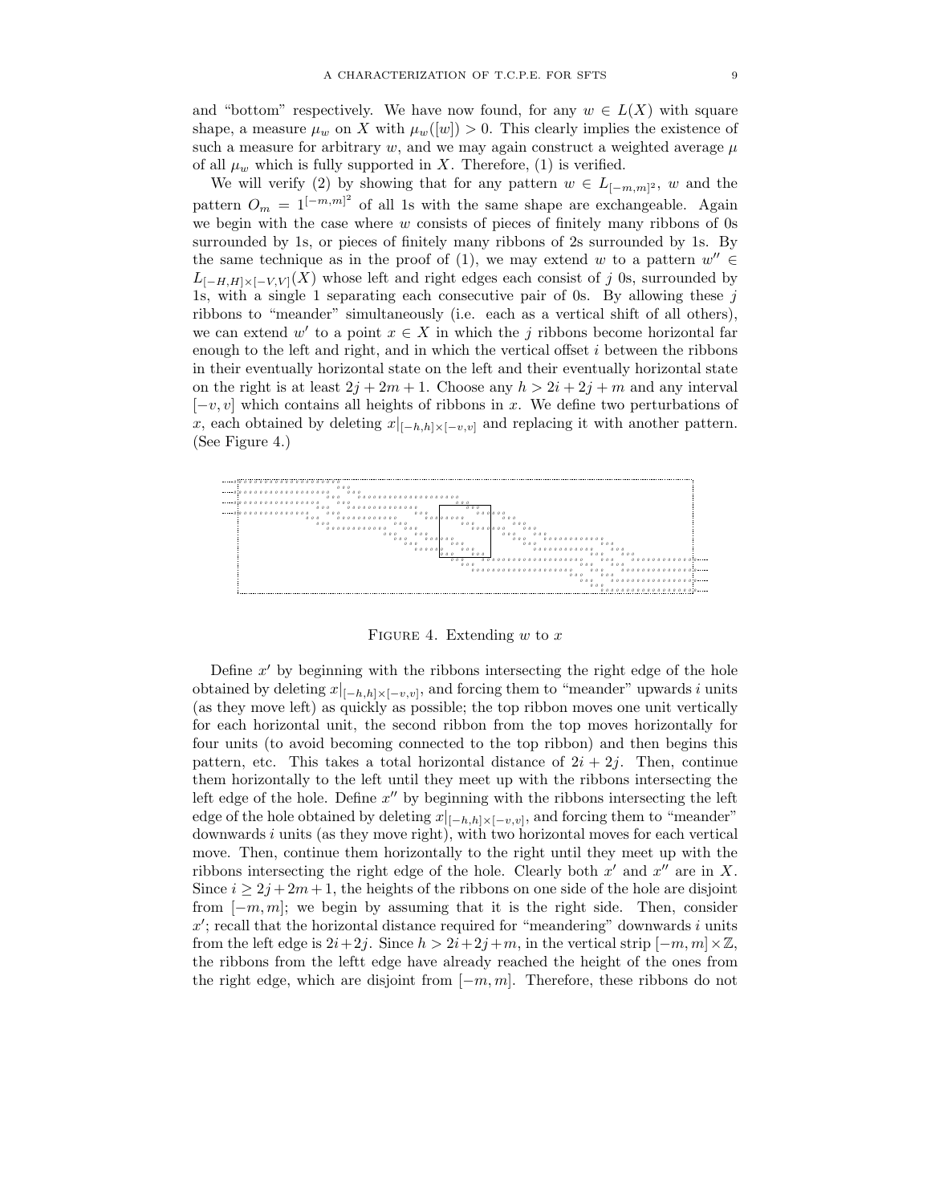and "bottom" respectively. We have now found, for any $w \in L(X)$ with square shape, a measure $\mu_w$ on $X$ with $\mu_w([w]) > 0$. This clearly implies the existence of such a measure for arbitrary $w$, and we may again construct a weighted average $\mu$ of all $\mu_w$ which is fully supported in $X$. Therefore, (1) is verified.

We will verify (2) by showing that for any pattern $w \in L_{[-m,m]^2}$, $w$ and the pattern $O_m = 1^{[-m,m]^2}$ of all 1s with the same shape are exchangeable. Again we begin with the case where $w$ consists of pieces of finitely many ribbons of 0s surrounded by 1s, or pieces of finitely many ribbons of 2s surrounded by 1s. By the same technique as in the proof of (1), we may extend $w$ to a pattern $w'' \in L_{[-H,H]\times[-V,V]}(X)$ whose left and right edges each consist of $j$ 0s, surrounded by 1s, with a single 1 separating each consecutive pair of 0s. By allowing these $j$ ribbons to "meander" simultaneously (i.e. each as a vertical shift of all others), we can extend $w'$ to a point $x \in X$ in which the $j$ ribbons become horizontal far enough to the left and right, and in which the vertical offset $i$ between the ribbons in their eventually horizontal state on the left and their eventually horizontal state on the right is at least $2j + 2m + 1$. Choose any $h > 2i + 2j + m$ and any interval $[-v, v]$ which contains all heights of ribbons in $x$. We define two perturbations of $x$, each obtained by deleting $x|_{[-h,h]\times[-v,v]}$ and replacing it with another pattern. (See Figure 4.)

FIGURE 4. Extending $w$ to $x$

Define $x'$ by beginning with the ribbons intersecting the right edge of the hole obtained by deleting $x|_{[-h,h]\times[-v,v]}$, and forcing them to "meander" upwards $i$ units (as they move left) as quickly as possible; the top ribbon moves one unit vertically for each horizontal unit, the second ribbon from the top moves horizontally for four units (to avoid becoming connected to the top ribbon) and then begins this pattern, etc. This takes a total horizontal distance of $2i + 2j$. Then, continue them horizontally to the left until they meet up with the ribbons intersecting the left edge of the hole. Define $x''$ by beginning with the ribbons intersecting the left edge of the hole obtained by deleting $x|_{[-h,h]\times[-v,v]}$, and forcing them to "meander" downwards $i$ units (as they move right), with two horizontal moves for each vertical move. Then, continue them horizontally to the right until they meet up with the ribbons intersecting the right edge of the hole. Clearly both $x'$ and $x''$ are in $X$. Since $i \geq 2j+2m+1$, the heights of the ribbons on one side of the hole are disjoint from $[-m, m]$; we begin by assuming that it is the right side. Then, consider $x'$; recall that the horizontal distance required for "meandering" downwards $i$ units from the left edge is $2i+2j$. Since $h > 2i+2j+m$, in the vertical strip $[-m, m]\times\mathbb{Z}$, the ribbons from the leftt edge have already reached the height of the ones from the right edge, which are disjoint from $[-m, m]$. Therefore, these ribbons do not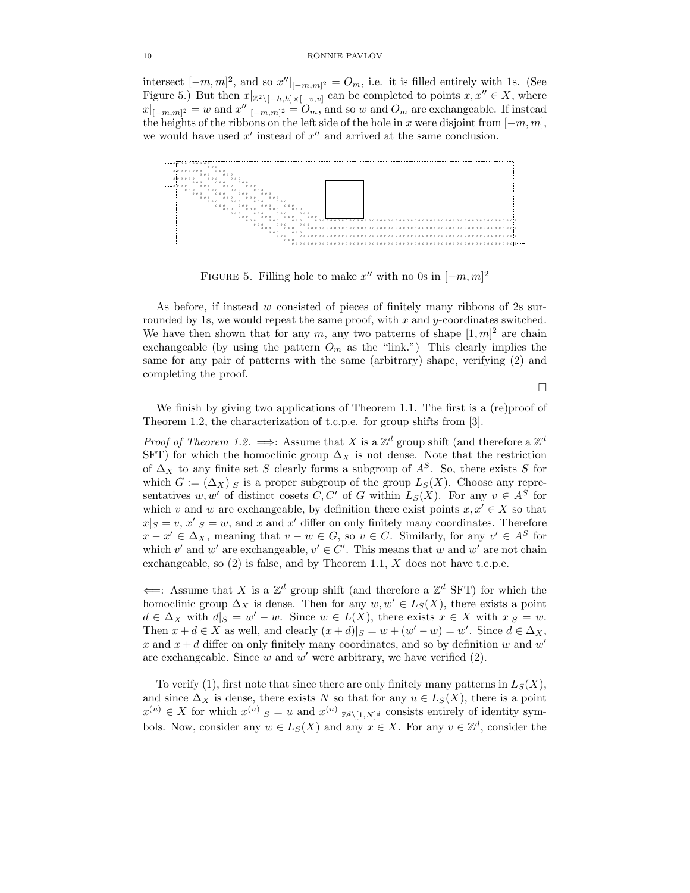intersect $[-m,m]^2$, and so $x''|_{[-m,m]^2} = O_m$, i.e. it is filled entirely with 1s. (See Figure 5.) But then $x|_{\mathbb{Z}^2 \setminus [-h,h] \times [-v,v]}$ can be completed to points $x, x'' \in X$, where $x|_{[-m,m]^2} = w$ and $x''|_{[-m,m]^2} = O_m$, and so $w$ and $O_m$ are exchangeable. If instead the heights of the ribbons on the left side of the hole in $x$ were disjoint from $[-m,m]$, we would have used $x'$ instead of $x''$ and arrived at the same conclusion.

FIGURE 5. Filling hole to make $x''$ with no 0s in $[-m,m]^2$

As before, if instead $w$ consisted of pieces of finitely many ribbons of 2s surrounded by 1s, we would repeat the same proof, with $x$ and $y$-coordinates switched. We have then shown that for any $m$, any two patterns of shape $[1,m]^2$ are chain exchangeable (by using the pattern $O_m$ as the "link.") This clearly implies the same for any pair of patterns with the same (arbitrary) shape, verifying (2) and completing the proof.

□

We finish by giving two applications of Theorem 1.1. The first is a (re)proof of Theorem 1.2, the characterization of t.c.p.e. for group shifts from [3].

*Proof of Theorem 1.2.* $\Longrightarrow$: Assume that $X$ is a $\mathbb{Z}^d$ group shift (and therefore a $\mathbb{Z}^d$ SFT) for which the homoclinic group $\Delta_X$ is not dense. Note that the restriction of $\Delta_X$ to any finite set $S$ clearly forms a subgroup of $A^S$. So, there exists $S$ for which $G := (\Delta_X)|_S$ is a proper subgroup of the group $L_S(X)$. Choose any representatives $w, w'$ of distinct cosets $C, C'$ of $G$ within $L_S(X)$. For any $v \in A^S$ for which $v$ and $w$ are exchangeable, by definition there exist points $x, x' \in X$ so that $x|_S = v$, $x'|_S = w$, and $x$ and $x'$ differ on only finitely many coordinates. Therefore $x - x' \in \Delta_X$, meaning that $v - w \in G$, so $v \in C$. Similarly, for any $v' \in A^S$ for which $v'$ and $w'$ are exchangeable, $v' \in C'$. This means that $w$ and $w'$ are not chain exchangeable, so (2) is false, and by Theorem 1.1, $X$ does not have t.c.p.e.

$\Longleftarrow$: Assume that $X$ is a $\mathbb{Z}^d$ group shift (and therefore a $\mathbb{Z}^d$ SFT) for which the homoclinic group $\Delta_X$ is dense. Then for any $w, w' \in L_S(X)$, there exists a point $d \in \Delta_X$ with $d|_S = w' - w$. Since $w \in L(X)$, there exists $x \in X$ with $x|_S = w$. Then $x + d \in X$ as well, and clearly $(x + d)|_S = w + (w' - w) = w'$. Since $d \in \Delta_X$, $x$ and $x + d$ differ on only finitely many coordinates, and so by definition $w$ and $w'$ are exchangeable. Since $w$ and $w'$ were arbitrary, we have verified (2).

To verify (1), first note that since there are only finitely many patterns in $L_S(X)$, and since $\Delta_X$ is dense, there exists $N$ so that for any $u \in L_S(X)$, there is a point $x^{(u)} \in X$ for which $x^{(u)}|_S = u$ and $x^{(u)}|_{\mathbb{Z}^d \setminus [1,N]^d}$ consists entirely of identity symbols. Now, consider any $w \in L_S(X)$ and any $x \in X$. For any $v \in \mathbb{Z}^d$, consider the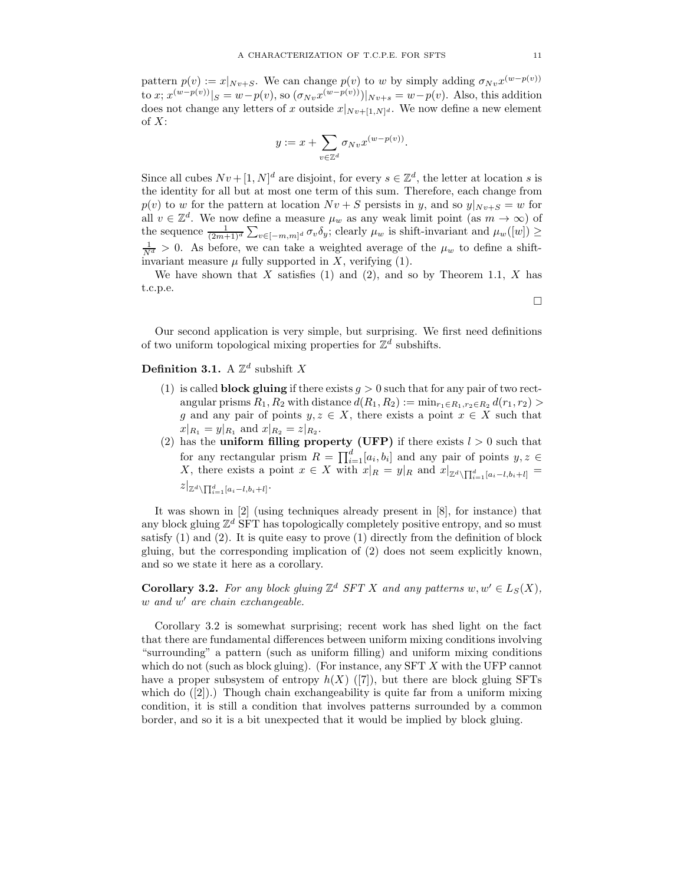pattern $p(v) := x|_{Nv+S}$. We can change $p(v)$ to $w$ by simply adding $\sigma_{Nv} x^{(w-p(v))}$ to $x$; $x^{(w-p(v))}|_S = w - p(v)$, so $(\sigma_{Nv} x^{(w-p(v))})|_{Nv+s} = w - p(v)$. Also, this addition does not change any letters of $x$ outside $x|_{Nv+[1,N]^d}$. We now define a new element of $X$:

$$y := x + \sum_{v \in \mathbb{Z}^d} \sigma_{Nv} x^{(w-p(v))}.$$

Since all cubes $Nv + [1,N]^d$ are disjoint, for every $s \in \mathbb{Z}^d$, the letter at location $s$ is the identity for all but at most one term of this sum. Therefore, each change from $p(v)$ to $w$ for the pattern at location $Nv + S$ persists in $y$, and so $y|_{Nv+S} = w$ for all $v \in \mathbb{Z}^d$. We now define a measure $\mu_w$ as any weak limit point (as $m \to \infty$) of the sequence $\frac{1}{(2m+1)^d} \sum_{v \in [-m,m]^d} \sigma_v \delta_y$; clearly $\mu_w$ is shift-invariant and $\mu_w([w]) \geq \frac{1}{N^d} > 0$. As before, we can take a weighted average of the $\mu_w$ to define a shift-invariant measure $\mu$ fully supported in $X$, verifying (1).

We have shown that $X$ satisfies (1) and (2), and so by Theorem 1.1, $X$ has t.c.p.e.

□

Our second application is very simple, but surprising. We first need definitions of two uniform topological mixing properties for $\mathbb{Z}^d$ subshifts.

**Definition 3.1.** A $\mathbb{Z}^d$ subshift $X$

1. is called **block gluing** if there exists $g > 0$ such that for any pair of two rectangular prisms $R_1, R_2$ with distance $d(R_1, R_2) := \min_{r_1 \in R_1, r_2 \in R_2} d(r_1, r_2) > g$ and any pair of points $y, z \in X$, there exists a point $x \in X$ such that $x|_{R_1} = y|_{R_1}$ and $x|_{R_2} = z|_{R_2}$.
2. has the **uniform filling property (UFP)** if there exists $l > 0$ such that for any rectangular prism $R = \prod_{i=1}^d [a_i, b_i]$ and any pair of points $y, z \in X$, there exists a point $x \in X$ with $x|_R = y|_R$ and $x|_{\mathbb{Z}^d \setminus \prod_{i=1}^d [a_i - l, b_i + l]} = z|_{\mathbb{Z}^d \setminus \prod_{i=1}^d [a_i - l, b_i + l]}$.

It was shown in [2] (using techniques already present in [8], for instance) that any block gluing $\mathbb{Z}^d$ SFT has topologically completely positive entropy, and so must satisfy (1) and (2). It is quite easy to prove (1) directly from the definition of block gluing, but the corresponding implication of (2) does not seem explicitly known, and so we state it here as a corollary.

**Corollary 3.2.** *For any block gluing $\mathbb{Z}^d$ SFT $X$ and any patterns $w, w' \in L_S(X)$, $w$ and $w'$ are chain exchangeable.*

Corollary 3.2 is somewhat surprising; recent work has shed light on the fact that there are fundamental differences between uniform mixing conditions involving "surrounding" a pattern (such as uniform filling) and uniform mixing conditions which do not (such as block gluing). (For instance, any SFT $X$ with the UFP cannot have a proper subsystem of entropy $h(X)$ ([7]), but there are block gluing SFTs which do ([2]).) Though chain exchangeability is quite far from a uniform mixing condition, it is still a condition that involves patterns surrounded by a common border, and so it is a bit unexpected that it would be implied by block gluing.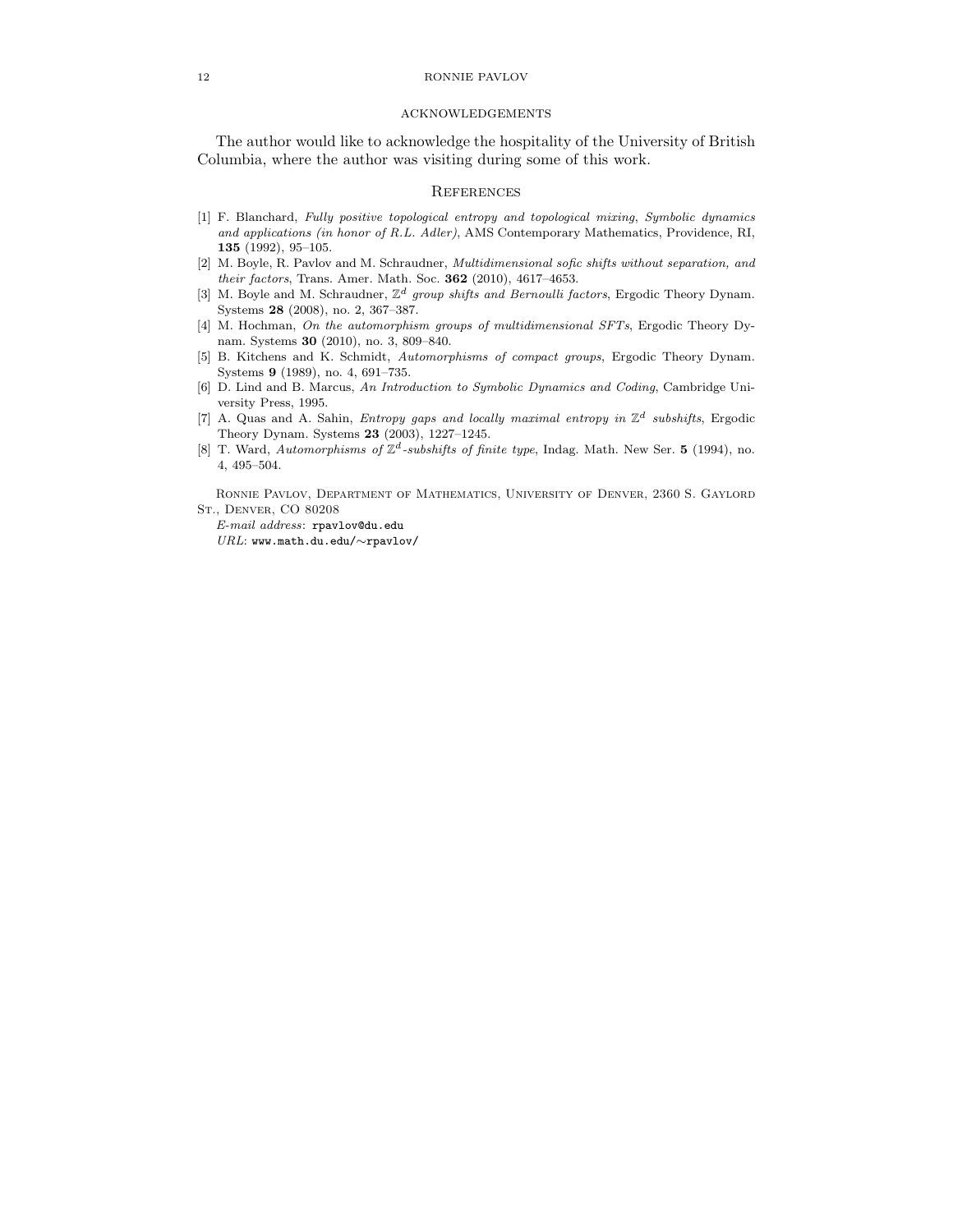## Acknowledgements

The author would like to acknowledge the hospitality of the University of British Columbia, where the author was visiting during some of this work.

## References

[1] F. Blanchard, *Fully positive topological entropy and topological mixing*, *Symbolic dynamics and applications (in honor of R.L. Adler)*, AMS Contemporary Mathematics, Providence, RI, **135** (1992), 95–105.

[2] M. Boyle, R. Pavlov and M. Schraudner, *Multidimensional sofic shifts without separation, and their factors*, Trans. Amer. Math. Soc. **362** (2010), 4617–4653.

[3] M. Boyle and M. Schraudner, *$\mathbb{Z}^d$ group shifts and Bernoulli factors*, Ergodic Theory Dynam. Systems **28** (2008), no. 2, 367–387.

[4] M. Hochman, *On the automorphism groups of multidimensional SFTs*, Ergodic Theory Dynam. Systems **30** (2010), no. 3, 809–840.

[5] B. Kitchens and K. Schmidt, *Automorphisms of compact groups*, Ergodic Theory Dynam. Systems **9** (1989), no. 4, 691–735.

[6] D. Lind and B. Marcus, *An Introduction to Symbolic Dynamics and Coding*, Cambridge University Press, 1995.

[7] A. Quas and A. Sahin, *Entropy gaps and locally maximal entropy in $\mathbb{Z}^d$ subshifts*, Ergodic Theory Dynam. Systems **23** (2003), 1227–1245.

[8] T. Ward, *Automorphisms of $\mathbb{Z}^d$-subshifts of finite type*, Indag. Math. New Ser. **5** (1994), no. 4, 495–504.

Ronnie Pavlov, Department of Mathematics, University of Denver, 2360 S. Gaylord St., Denver, CO 80208

*E-mail address*: rpavlov@du.edu

*URL*: www.math.du.edu/∼rpavlov/